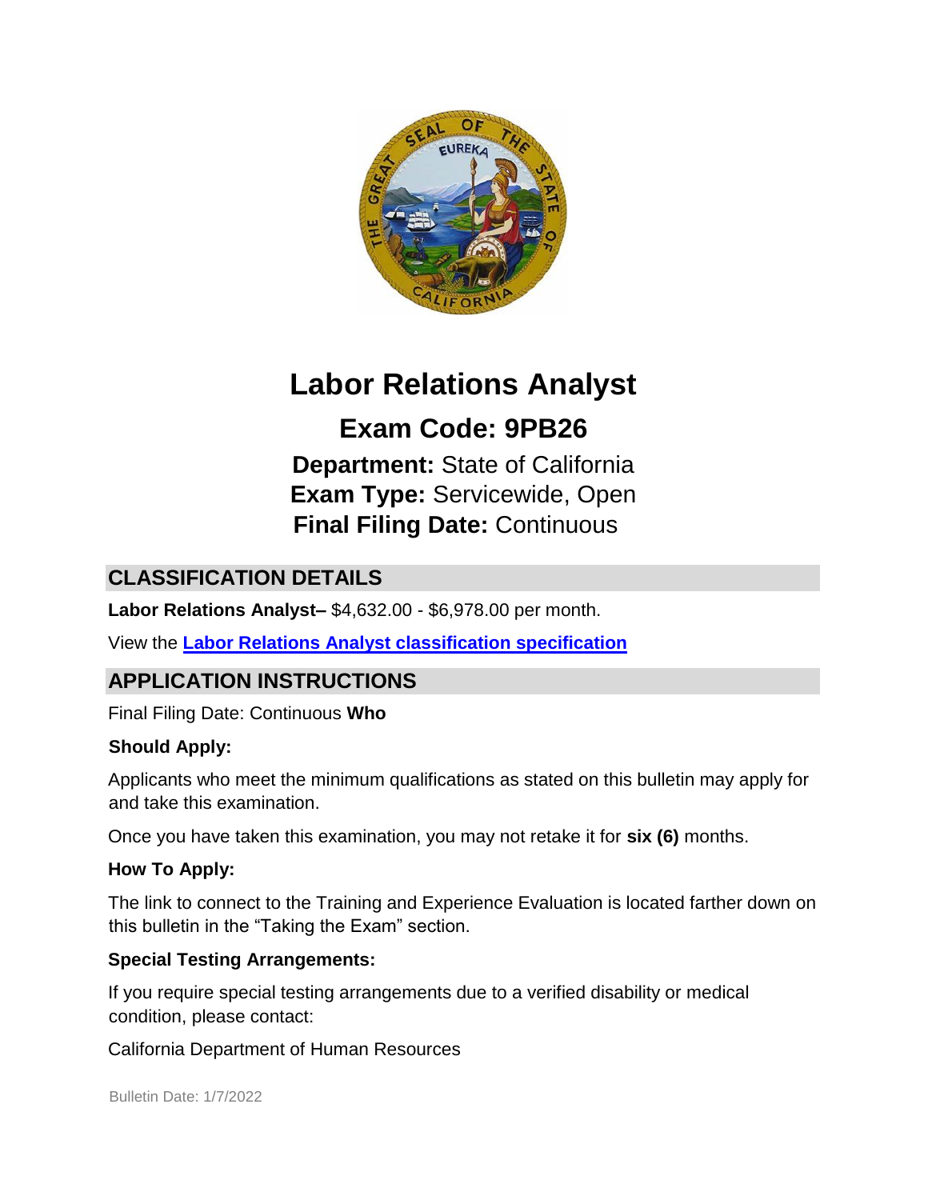# Labor Relations Analyst

## Exam Code: 9PB26

**Department:** State of California
**Exam Type:** Servicewide, Open
**Final Filing Date:** Continuous

## CLASSIFICATION DETAILS

**Labor Relations Analyst–** $4,632.00 - $6,978.00 per month.

View the **Labor Relations Analyst classification specification**

## APPLICATION INSTRUCTIONS

Final Filing Date: Continuous **Who**

**Should Apply:**

Applicants who meet the minimum qualifications as stated on this bulletin may apply for and take this examination.

Once you have taken this examination, you may not retake it for **six (6)** months.

**How To Apply:**

The link to connect to the Training and Experience Evaluation is located farther down on this bulletin in the "Taking the Exam" section.

**Special Testing Arrangements:**

If you require special testing arrangements due to a verified disability or medical condition, please contact:

California Department of Human Resources

Bulletin Date: 1/7/2022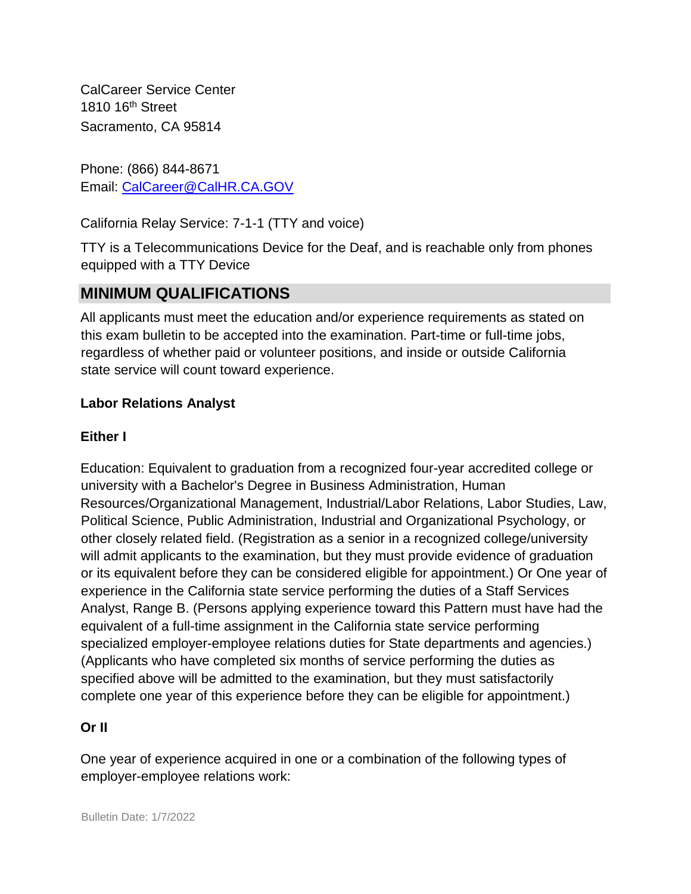CalCareer Service Center
1810 16th Street
Sacramento, CA 95814

Phone: (866) 844-8671
Email: CalCareer@CalHR.CA.GOV

California Relay Service: 7-1-1 (TTY and voice)

TTY is a Telecommunications Device for the Deaf, and is reachable only from phones equipped with a TTY Device

## MINIMUM QUALIFICATIONS

All applicants must meet the education and/or experience requirements as stated on this exam bulletin to be accepted into the examination. Part-time or full-time jobs, regardless of whether paid or volunteer positions, and inside or outside California state service will count toward experience.

**Labor Relations Analyst**

**Either I**

Education: Equivalent to graduation from a recognized four-year accredited college or university with a Bachelor's Degree in Business Administration, Human Resources/Organizational Management, Industrial/Labor Relations, Labor Studies, Law, Political Science, Public Administration, Industrial and Organizational Psychology, or other closely related field. (Registration as a senior in a recognized college/university will admit applicants to the examination, but they must provide evidence of graduation or its equivalent before they can be considered eligible for appointment.) Or One year of experience in the California state service performing the duties of a Staff Services Analyst, Range B. (Persons applying experience toward this Pattern must have had the equivalent of a full-time assignment in the California state service performing specialized employer-employee relations duties for State departments and agencies.) (Applicants who have completed six months of service performing the duties as specified above will be admitted to the examination, but they must satisfactorily complete one year of this experience before they can be eligible for appointment.)

**Or II**

One year of experience acquired in one or a combination of the following types of employer-employee relations work: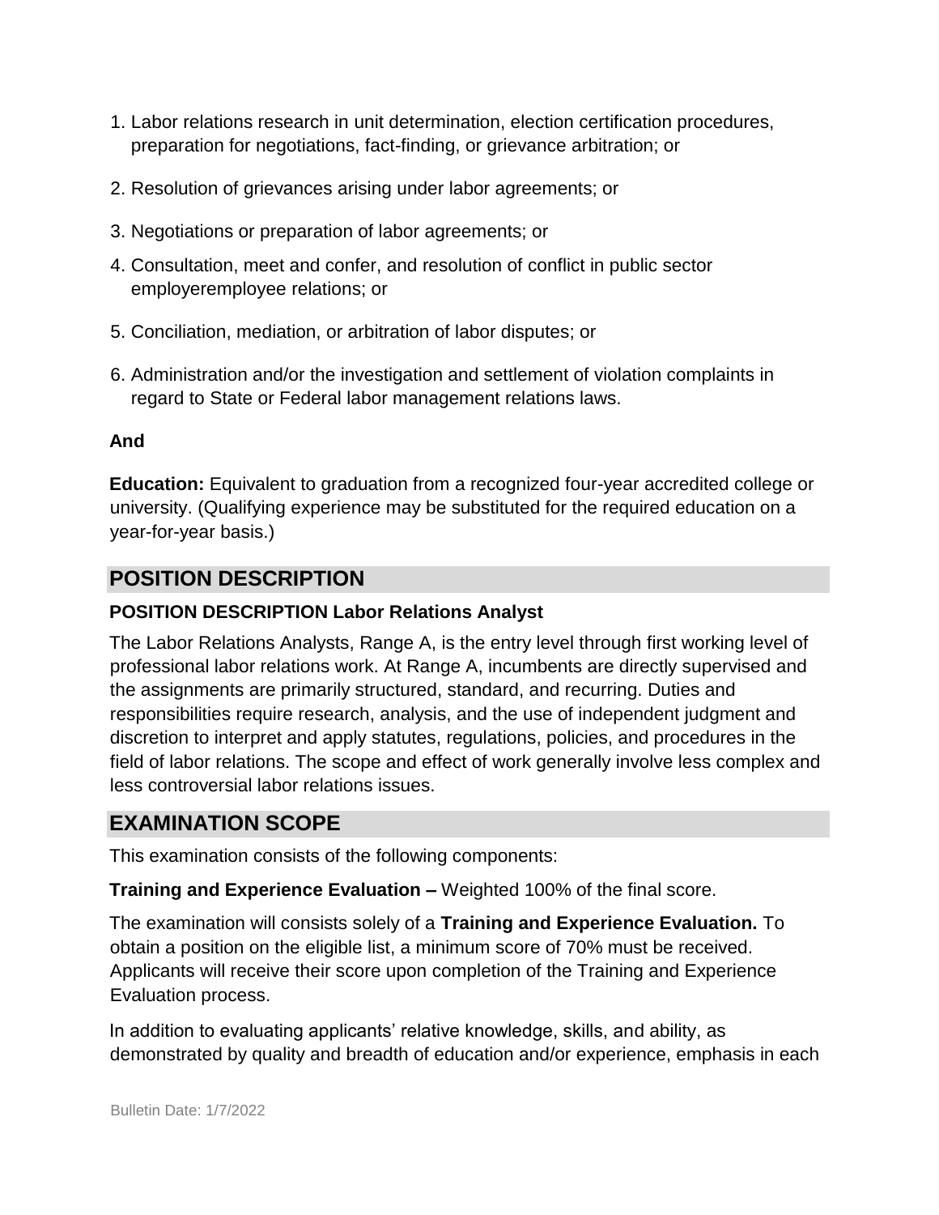1. Labor relations research in unit determination, election certification procedures, preparation for negotiations, fact-finding, or grievance arbitration; or
2. Resolution of grievances arising under labor agreements; or
3. Negotiations or preparation of labor agreements; or
4. Consultation, meet and confer, and resolution of conflict in public sector employeremployee relations; or
5. Conciliation, mediation, or arbitration of labor disputes; or
6. Administration and/or the investigation and settlement of violation complaints in regard to State or Federal labor management relations laws.

**And**

**Education:** Equivalent to graduation from a recognized four-year accredited college or university. (Qualifying experience may be substituted for the required education on a year-for-year basis.)

## POSITION DESCRIPTION

### POSITION DESCRIPTION Labor Relations Analyst

The Labor Relations Analysts, Range A, is the entry level through first working level of professional labor relations work. At Range A, incumbents are directly supervised and the assignments are primarily structured, standard, and recurring. Duties and responsibilities require research, analysis, and the use of independent judgment and discretion to interpret and apply statutes, regulations, policies, and procedures in the field of labor relations. The scope and effect of work generally involve less complex and less controversial labor relations issues.

## EXAMINATION SCOPE

This examination consists of the following components:

**Training and Experience Evaluation –** Weighted 100% of the final score.

The examination will consists solely of a **Training and Experience Evaluation.** To obtain a position on the eligible list, a minimum score of 70% must be received. Applicants will receive their score upon completion of the Training and Experience Evaluation process.

In addition to evaluating applicants' relative knowledge, skills, and ability, as demonstrated by quality and breadth of education and/or experience, emphasis in each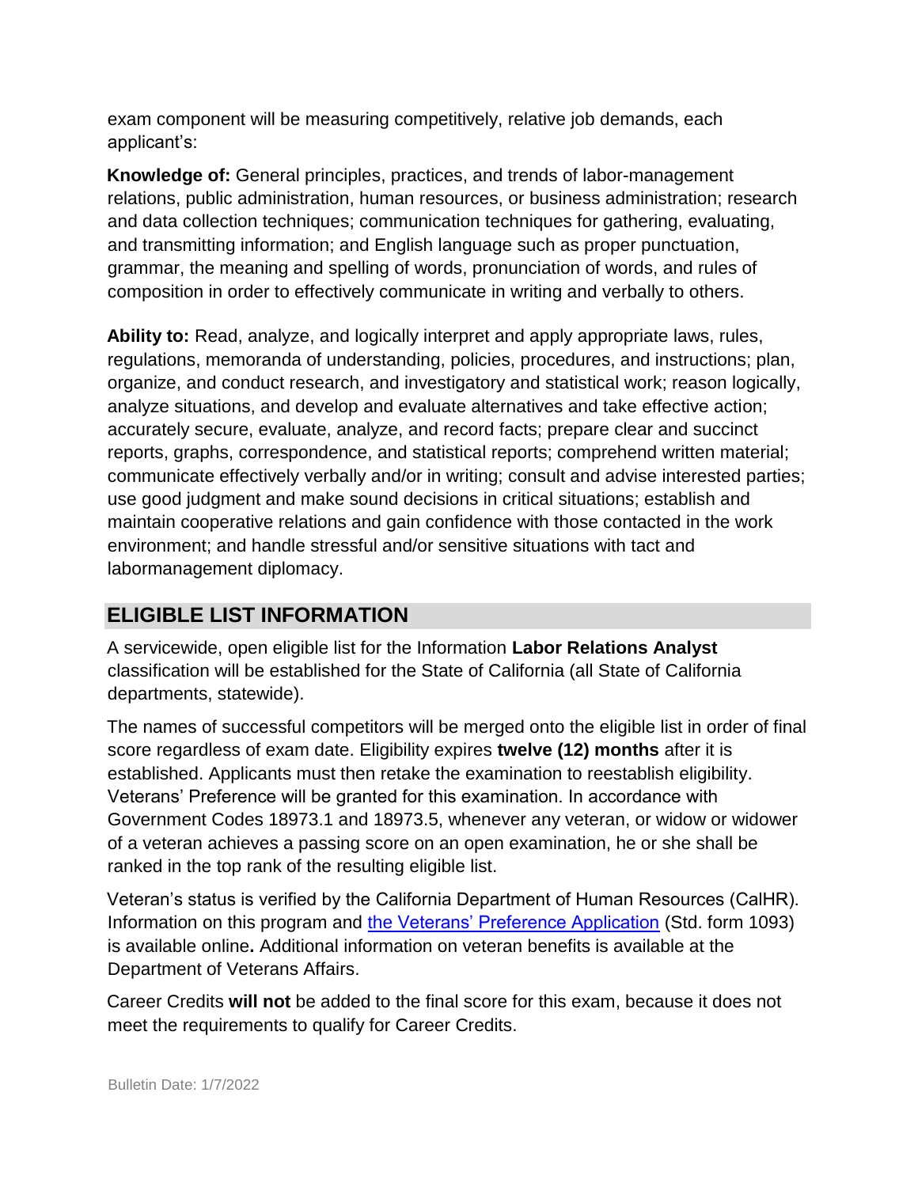exam component will be measuring competitively, relative job demands, each applicant's:

**Knowledge of:** General principles, practices, and trends of labor-management relations, public administration, human resources, or business administration; research and data collection techniques; communication techniques for gathering, evaluating, and transmitting information; and English language such as proper punctuation, grammar, the meaning and spelling of words, pronunciation of words, and rules of composition in order to effectively communicate in writing and verbally to others.

**Ability to:** Read, analyze, and logically interpret and apply appropriate laws, rules, regulations, memoranda of understanding, policies, procedures, and instructions; plan, organize, and conduct research, and investigatory and statistical work; reason logically, analyze situations, and develop and evaluate alternatives and take effective action; accurately secure, evaluate, analyze, and record facts; prepare clear and succinct reports, graphs, correspondence, and statistical reports; comprehend written material; communicate effectively verbally and/or in writing; consult and advise interested parties; use good judgment and make sound decisions in critical situations; establish and maintain cooperative relations and gain confidence with those contacted in the work environment; and handle stressful and/or sensitive situations with tact and labormanagement diplomacy.

## ELIGIBLE LIST INFORMATION

A servicewide, open eligible list for the Information **Labor Relations Analyst** classification will be established for the State of California (all State of California departments, statewide).

The names of successful competitors will be merged onto the eligible list in order of final score regardless of exam date. Eligibility expires **twelve (12) months** after it is established. Applicants must then retake the examination to reestablish eligibility. Veterans' Preference will be granted for this examination. In accordance with Government Codes 18973.1 and 18973.5, whenever any veteran, or widow or widower of a veteran achieves a passing score on an open examination, he or she shall be ranked in the top rank of the resulting eligible list.

Veteran's status is verified by the California Department of Human Resources (CalHR). Information on this program and the Veterans' Preference Application (Std. form 1093) is available online**.** Additional information on veteran benefits is available at the Department of Veterans Affairs.

Career Credits **will not** be added to the final score for this exam, because it does not meet the requirements to qualify for Career Credits.

Bulletin Date: 1/7/2022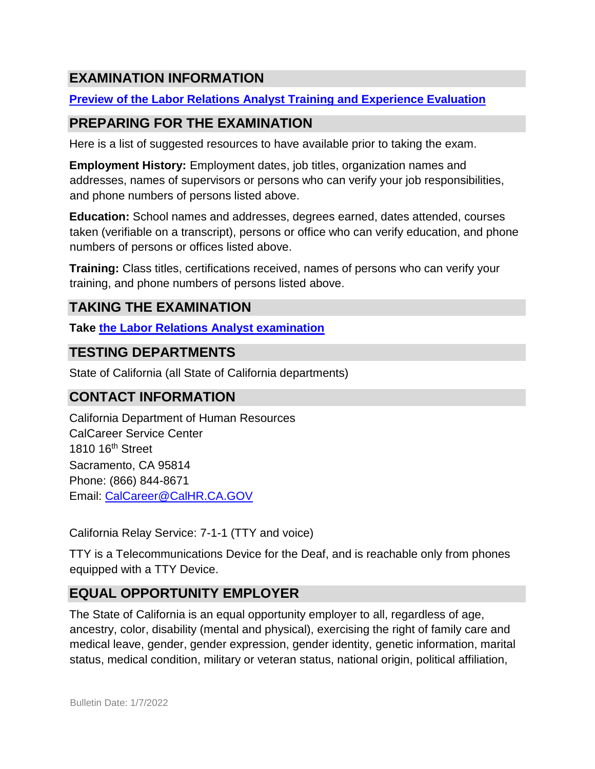## EXAMINATION INFORMATION

**[Preview of the Labor Relations Analyst Training and Experience Evaluation]()**

## PREPARING FOR THE EXAMINATION

Here is a list of suggested resources to have available prior to taking the exam.

**Employment History:** Employment dates, job titles, organization names and addresses, names of supervisors or persons who can verify your job responsibilities, and phone numbers of persons listed above.

**Education:** School names and addresses, degrees earned, dates attended, courses taken (verifiable on a transcript), persons or office who can verify education, and phone numbers of persons or offices listed above.

**Training:** Class titles, certifications received, names of persons who can verify your training, and phone numbers of persons listed above.

## TAKING THE EXAMINATION

**Take [the Labor Relations Analyst examination]()**

## TESTING DEPARTMENTS

State of California (all State of California departments)

## CONTACT INFORMATION

California Department of Human Resources
CalCareer Service Center
1810 16th Street
Sacramento, CA 95814
Phone: (866) 844-8671
Email: CalCareer@CalHR.CA.GOV

California Relay Service: 7-1-1 (TTY and voice)

TTY is a Telecommunications Device for the Deaf, and is reachable only from phones equipped with a TTY Device.

## EQUAL OPPORTUNITY EMPLOYER

The State of California is an equal opportunity employer to all, regardless of age, ancestry, color, disability (mental and physical), exercising the right of family care and medical leave, gender, gender expression, gender identity, genetic information, marital status, medical condition, military or veteran status, national origin, political affiliation,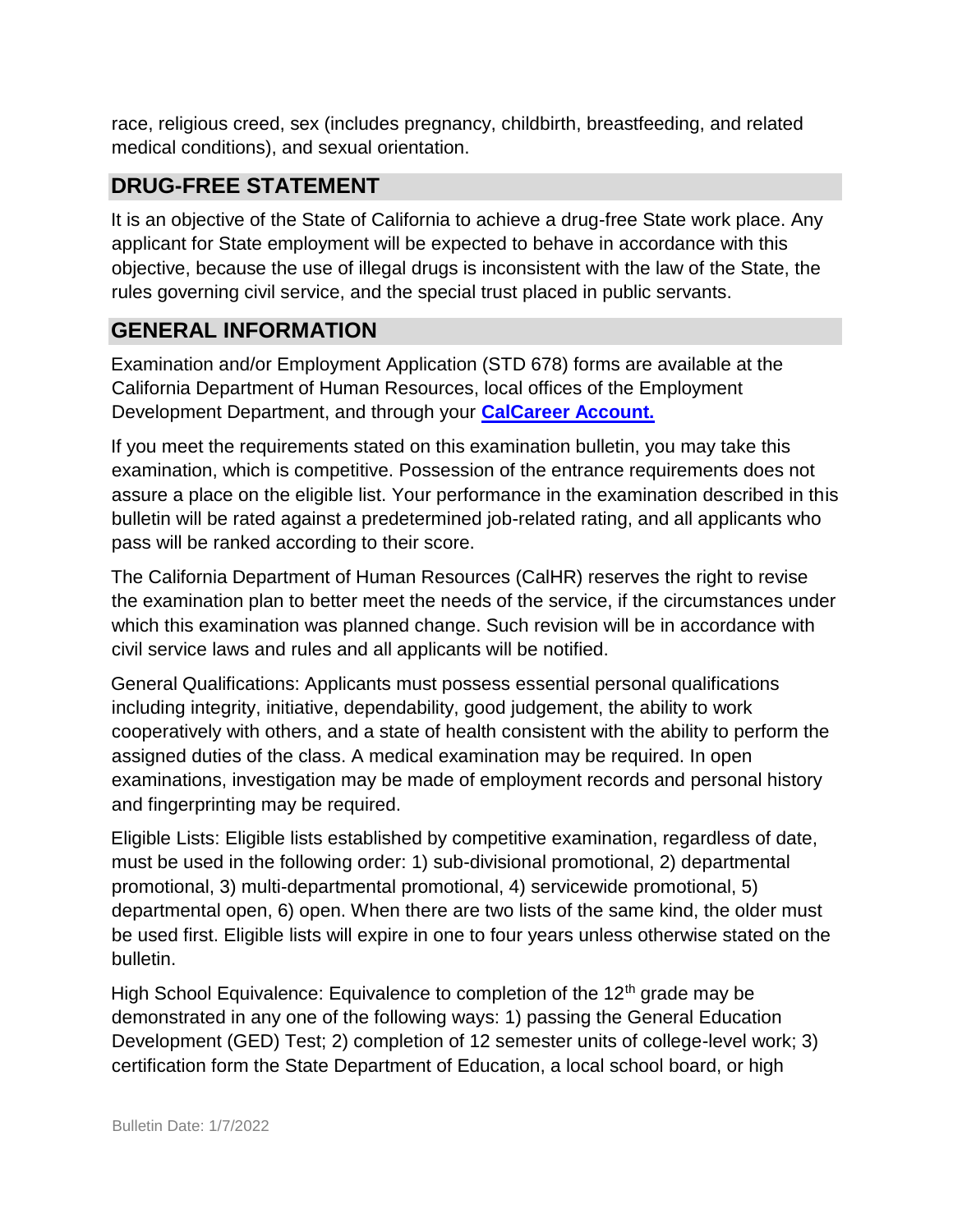race, religious creed, sex (includes pregnancy, childbirth, breastfeeding, and related medical conditions), and sexual orientation.

## DRUG-FREE STATEMENT

It is an objective of the State of California to achieve a drug-free State work place. Any applicant for State employment will be expected to behave in accordance with this objective, because the use of illegal drugs is inconsistent with the law of the State, the rules governing civil service, and the special trust placed in public servants.

## GENERAL INFORMATION

Examination and/or Employment Application (STD 678) forms are available at the California Department of Human Resources, local offices of the Employment Development Department, and through your **CalCareer Account.**

If you meet the requirements stated on this examination bulletin, you may take this examination, which is competitive. Possession of the entrance requirements does not assure a place on the eligible list. Your performance in the examination described in this bulletin will be rated against a predetermined job-related rating, and all applicants who pass will be ranked according to their score.

The California Department of Human Resources (CalHR) reserves the right to revise the examination plan to better meet the needs of the service, if the circumstances under which this examination was planned change. Such revision will be in accordance with civil service laws and rules and all applicants will be notified.

General Qualifications: Applicants must possess essential personal qualifications including integrity, initiative, dependability, good judgement, the ability to work cooperatively with others, and a state of health consistent with the ability to perform the assigned duties of the class. A medical examination may be required. In open examinations, investigation may be made of employment records and personal history and fingerprinting may be required.

Eligible Lists: Eligible lists established by competitive examination, regardless of date, must be used in the following order: 1) sub-divisional promotional, 2) departmental promotional, 3) multi-departmental promotional, 4) servicewide promotional, 5) departmental open, 6) open. When there are two lists of the same kind, the older must be used first. Eligible lists will expire in one to four years unless otherwise stated on the bulletin.

High School Equivalence: Equivalence to completion of the 12th grade may be demonstrated in any one of the following ways: 1) passing the General Education Development (GED) Test; 2) completion of 12 semester units of college-level work; 3) certification form the State Department of Education, a local school board, or high

Bulletin Date: 1/7/2022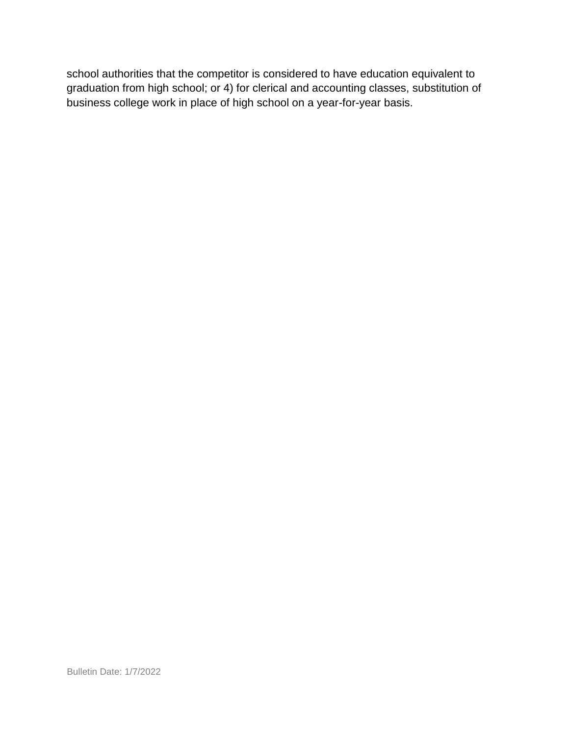school authorities that the competitor is considered to have education equivalent to graduation from high school; or 4) for clerical and accounting classes, substitution of business college work in place of high school on a year-for-year basis.

Bulletin Date: 1/7/2022